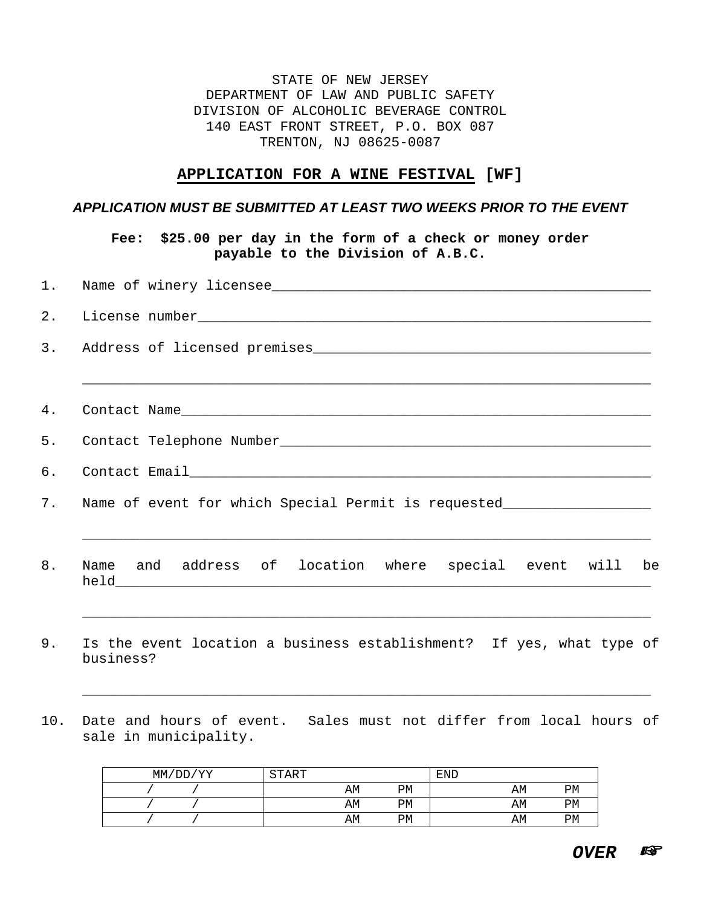STATE OF NEW JERSEY
DEPARTMENT OF LAW AND PUBLIC SAFETY
DIVISION OF ALCOHOLIC BEVERAGE CONTROL
140 EAST FRONT STREET, P.O. BOX 087
TRENTON, NJ 08625-0087

# APPLICATION FOR A WINE FESTIVAL [WF]

***APPLICATION MUST BE SUBMITTED AT LEAST TWO WEEKS PRIOR TO THE EVENT***

**Fee: $25.00 per day in the form of a check or money order payable to the Division of A.B.C.**

1. Name of winery licensee_______________________________________________

2. License number________________________________________________________

3. Address of licensed premises__________________________________________

   _____________________________________________________________________

4. Contact Name__________________________________________________________

5. Contact Telephone Number______________________________________________

6. Contact Email_________________________________________________________

7. Name of event for which Special Permit is requested__________________

   _____________________________________________________________________

8. Name and address of location where special event will be held_______________________________________________________________

   _____________________________________________________________________

9. Is the event location a business establishment? If yes, what type of business?

   _____________________________________________________________________

10. Date and hours of event. Sales must not differ from local hours of sale in municipality.

| MM/DD/YY | START | END |
|---|---|---|
| / / | AM PM | AM PM |
| / / | AM PM | AM PM |
| / / | AM PM | AM PM |

***OVER*** ☞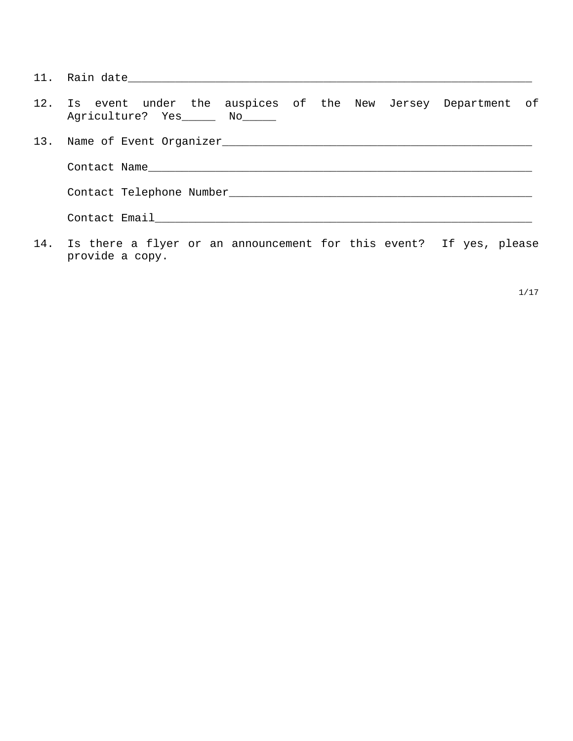11. Rain date_______________________________________________________________

12. Is event under the auspices of the New Jersey Department of Agriculture? Yes_____ No_____

13. Name of Event Organizer______________________________________________

    Contact Name__________________________________________________________

    Contact Telephone Number_____________________________________________

    Contact Email_________________________________________________________

14. Is there a flyer or an announcement for this event? If yes, please provide a copy.

1/17